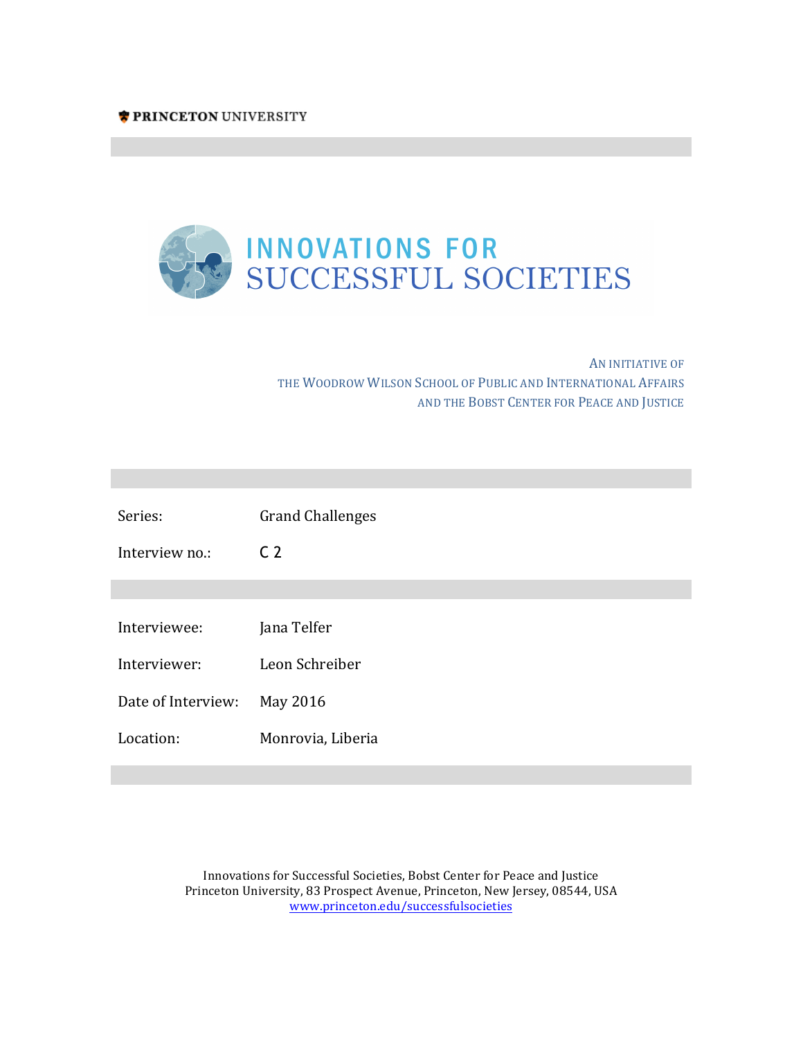PRINCETON UNIVERSITY

# INNOVATIONS FOR SUCCESSFUL SOCIETIES

AN INITIATIVE OF
THE WOODROW WILSON SCHOOL OF PUBLIC AND INTERNATIONAL AFFAIRS
AND THE BOBST CENTER FOR PEACE AND JUSTICE

| | |
|---|---|
| Series: | Grand Challenges |
| Interview no.: | C 2 |

| | |
|---|---|
| Interviewee: | Jana Telfer |
| Interviewer: | Leon Schreiber |
| Date of Interview: | May 2016 |
| Location: | Monrovia, Liberia |

Innovations for Successful Societies, Bobst Center for Peace and Justice
Princeton University, 83 Prospect Avenue, Princeton, New Jersey, 08544, USA
www.princeton.edu/successfulsocieties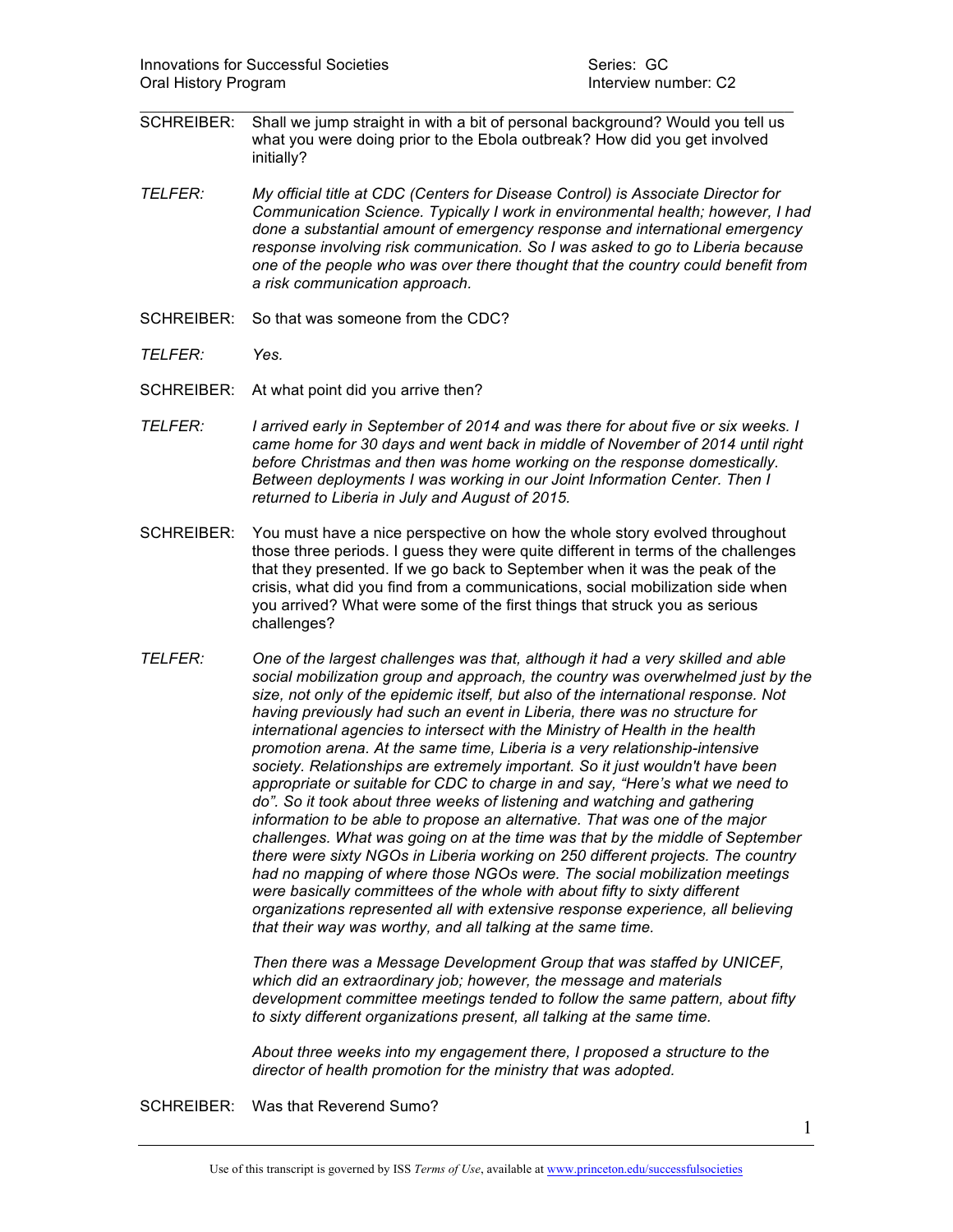SCHREIBER: Shall we jump straight in with a bit of personal background? Would you tell us what you were doing prior to the Ebola outbreak? How did you get involved initially?

*TELFER: My official title at CDC (Centers for Disease Control) is Associate Director for Communication Science. Typically I work in environmental health; however, I had done a substantial amount of emergency response and international emergency response involving risk communication. So I was asked to go to Liberia because one of the people who was over there thought that the country could benefit from a risk communication approach.*

SCHREIBER: So that was someone from the CDC?

*TELFER: Yes.*

SCHREIBER: At what point did you arrive then?

*TELFER: I arrived early in September of 2014 and was there for about five or six weeks. I came home for 30 days and went back in middle of November of 2014 until right before Christmas and then was home working on the response domestically. Between deployments I was working in our Joint Information Center. Then I returned to Liberia in July and August of 2015.*

SCHREIBER: You must have a nice perspective on how the whole story evolved throughout those three periods. I guess they were quite different in terms of the challenges that they presented. If we go back to September when it was the peak of the crisis, what did you find from a communications, social mobilization side when you arrived? What were some of the first things that struck you as serious challenges?

*TELFER: One of the largest challenges was that, although it had a very skilled and able social mobilization group and approach, the country was overwhelmed just by the size, not only of the epidemic itself, but also of the international response. Not having previously had such an event in Liberia, there was no structure for international agencies to intersect with the Ministry of Health in the health promotion arena. At the same time, Liberia is a very relationship-intensive society. Relationships are extremely important. So it just wouldn't have been appropriate or suitable for CDC to charge in and say, "Here's what we need to do". So it took about three weeks of listening and watching and gathering information to be able to propose an alternative. That was one of the major challenges. What was going on at the time was that by the middle of September there were sixty NGOs in Liberia working on 250 different projects. The country had no mapping of where those NGOs were. The social mobilization meetings were basically committees of the whole with about fifty to sixty different organizations represented all with extensive response experience, all believing that their way was worthy, and all talking at the same time.*

*Then there was a Message Development Group that was staffed by UNICEF, which did an extraordinary job; however, the message and materials development committee meetings tended to follow the same pattern, about fifty to sixty different organizations present, all talking at the same time.*

*About three weeks into my engagement there, I proposed a structure to the director of health promotion for the ministry that was adopted.*

SCHREIBER: Was that Reverend Sumo?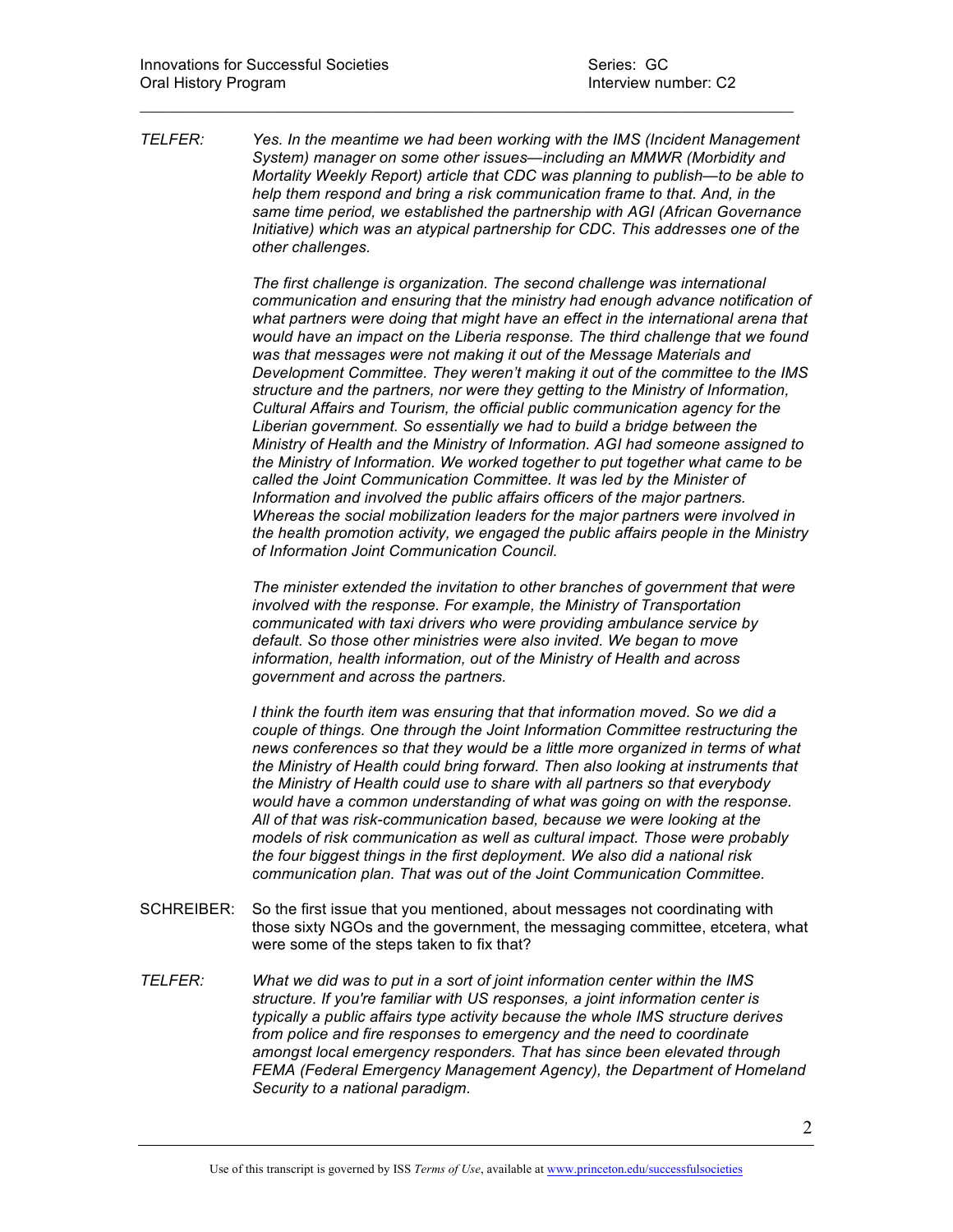TELFER: *Yes. In the meantime we had been working with the IMS (Incident Management System) manager on some other issues—including an MMWR (Morbidity and Mortality Weekly Report) article that CDC was planning to publish—to be able to help them respond and bring a risk communication frame to that. And, in the same time period, we established the partnership with AGI (African Governance Initiative) which was an atypical partnership for CDC. This addresses one of the other challenges.*

*The first challenge is organization. The second challenge was international communication and ensuring that the ministry had enough advance notification of what partners were doing that might have an effect in the international arena that would have an impact on the Liberia response. The third challenge that we found was that messages were not making it out of the Message Materials and Development Committee. They weren't making it out of the committee to the IMS structure and the partners, nor were they getting to the Ministry of Information, Cultural Affairs and Tourism, the official public communication agency for the Liberian government. So essentially we had to build a bridge between the Ministry of Health and the Ministry of Information. AGI had someone assigned to the Ministry of Information. We worked together to put together what came to be called the Joint Communication Committee. It was led by the Minister of Information and involved the public affairs officers of the major partners. Whereas the social mobilization leaders for the major partners were involved in the health promotion activity, we engaged the public affairs people in the Ministry of Information Joint Communication Council.*

*The minister extended the invitation to other branches of government that were involved with the response. For example, the Ministry of Transportation communicated with taxi drivers who were providing ambulance service by default. So those other ministries were also invited. We began to move information, health information, out of the Ministry of Health and across government and across the partners.*

*I think the fourth item was ensuring that that information moved. So we did a couple of things. One through the Joint Information Committee restructuring the news conferences so that they would be a little more organized in terms of what the Ministry of Health could bring forward. Then also looking at instruments that the Ministry of Health could use to share with all partners so that everybody would have a common understanding of what was going on with the response. All of that was risk-communication based, because we were looking at the models of risk communication as well as cultural impact. Those were probably the four biggest things in the first deployment. We also did a national risk communication plan. That was out of the Joint Communication Committee.*

SCHREIBER: So the first issue that you mentioned, about messages not coordinating with those sixty NGOs and the government, the messaging committee, etcetera, what were some of the steps taken to fix that?

TELFER: *What we did was to put in a sort of joint information center within the IMS structure. If you're familiar with US responses, a joint information center is typically a public affairs type activity because the whole IMS structure derives from police and fire responses to emergency and the need to coordinate amongst local emergency responders. That has since been elevated through FEMA (Federal Emergency Management Agency), the Department of Homeland Security to a national paradigm.*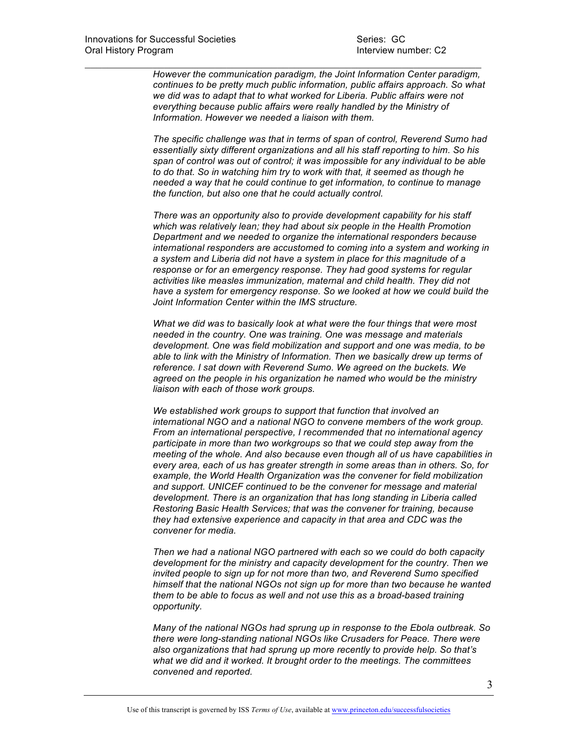*However the communication paradigm, the Joint Information Center paradigm, continues to be pretty much public information, public affairs approach. So what we did was to adapt that to what worked for Liberia. Public affairs were not everything because public affairs were really handled by the Ministry of Information. However we needed a liaison with them.*

*The specific challenge was that in terms of span of control, Reverend Sumo had essentially sixty different organizations and all his staff reporting to him. So his span of control was out of control; it was impossible for any individual to be able to do that. So in watching him try to work with that, it seemed as though he needed a way that he could continue to get information, to continue to manage the function, but also one that he could actually control.*

*There was an opportunity also to provide development capability for his staff which was relatively lean; they had about six people in the Health Promotion Department and we needed to organize the international responders because international responders are accustomed to coming into a system and working in a system and Liberia did not have a system in place for this magnitude of a response or for an emergency response. They had good systems for regular activities like measles immunization, maternal and child health. They did not have a system for emergency response. So we looked at how we could build the Joint Information Center within the IMS structure.*

*What we did was to basically look at what were the four things that were most needed in the country. One was training. One was message and materials development. One was field mobilization and support and one was media, to be able to link with the Ministry of Information. Then we basically drew up terms of reference. I sat down with Reverend Sumo. We agreed on the buckets. We agreed on the people in his organization he named who would be the ministry liaison with each of those work groups.*

*We established work groups to support that function that involved an international NGO and a national NGO to convene members of the work group. From an international perspective, I recommended that no international agency participate in more than two workgroups so that we could step away from the meeting of the whole. And also because even though all of us have capabilities in every area, each of us has greater strength in some areas than in others. So, for example, the World Health Organization was the convener for field mobilization and support. UNICEF continued to be the convener for message and material development. There is an organization that has long standing in Liberia called Restoring Basic Health Services; that was the convener for training, because they had extensive experience and capacity in that area and CDC was the convener for media.*

*Then we had a national NGO partnered with each so we could do both capacity development for the ministry and capacity development for the country. Then we invited people to sign up for not more than two, and Reverend Sumo specified himself that the national NGOs not sign up for more than two because he wanted them to be able to focus as well and not use this as a broad-based training opportunity.*

*Many of the national NGOs had sprung up in response to the Ebola outbreak. So there were long-standing national NGOs like Crusaders for Peace. There were also organizations that had sprung up more recently to provide help. So that's what we did and it worked. It brought order to the meetings. The committees convened and reported.*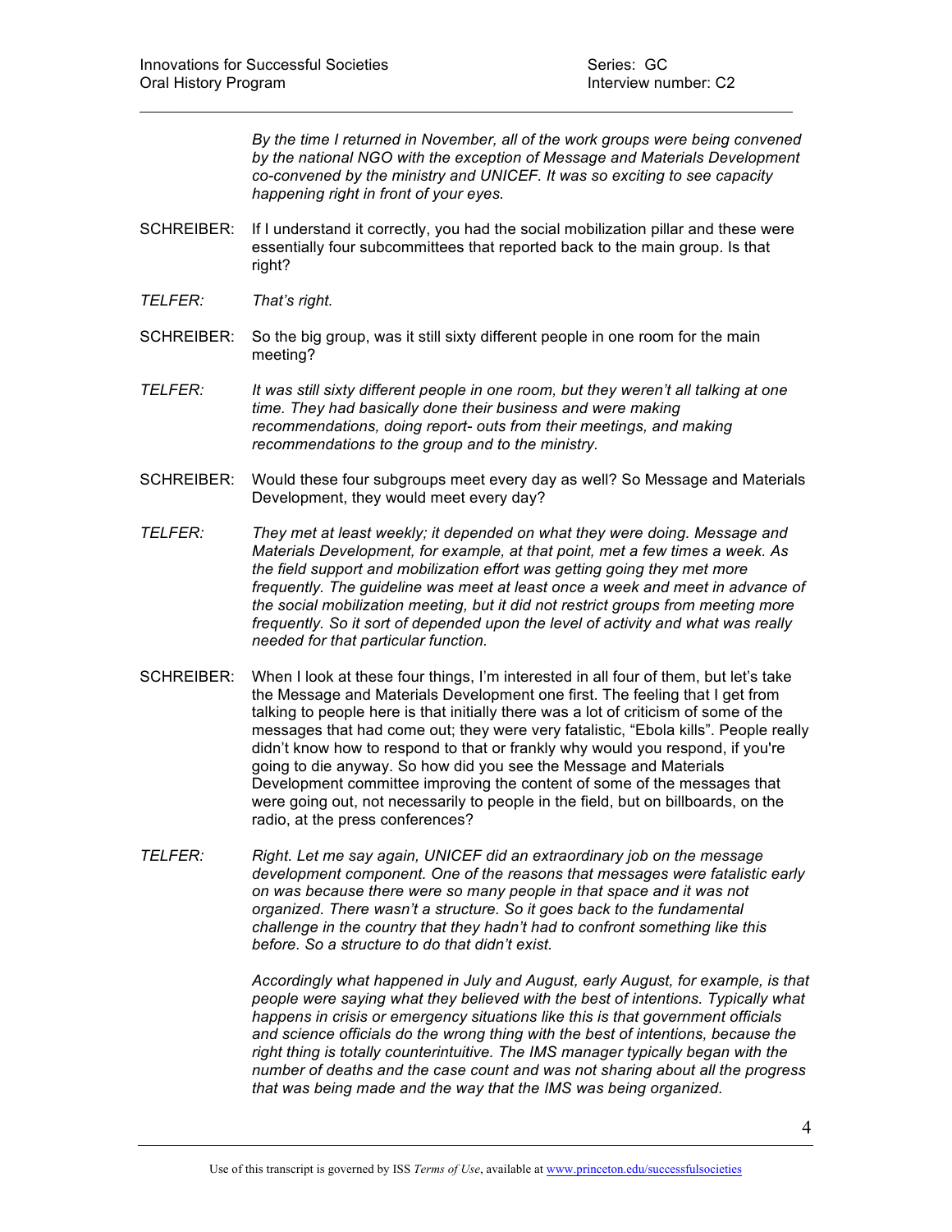*By the time I returned in November, all of the work groups were being convened by the national NGO with the exception of Message and Materials Development co-convened by the ministry and UNICEF. It was so exciting to see capacity happening right in front of your eyes.*

SCHREIBER: If I understand it correctly, you had the social mobilization pillar and these were essentially four subcommittees that reported back to the main group. Is that right?

*TELFER: That's right.*

SCHREIBER: So the big group, was it still sixty different people in one room for the main meeting?

*TELFER: It was still sixty different people in one room, but they weren't all talking at one time. They had basically done their business and were making recommendations, doing report- outs from their meetings, and making recommendations to the group and to the ministry.*

SCHREIBER: Would these four subgroups meet every day as well? So Message and Materials Development, they would meet every day?

*TELFER: They met at least weekly; it depended on what they were doing. Message and Materials Development, for example, at that point, met a few times a week. As the field support and mobilization effort was getting going they met more frequently. The guideline was meet at least once a week and meet in advance of the social mobilization meeting, but it did not restrict groups from meeting more frequently. So it sort of depended upon the level of activity and what was really needed for that particular function.*

SCHREIBER: When I look at these four things, I'm interested in all four of them, but let's take the Message and Materials Development one first. The feeling that I get from talking to people here is that initially there was a lot of criticism of some of the messages that had come out; they were very fatalistic, "Ebola kills". People really didn't know how to respond to that or frankly why would you respond, if you're going to die anyway. So how did you see the Message and Materials Development committee improving the content of some of the messages that were going out, not necessarily to people in the field, but on billboards, on the radio, at the press conferences?

*TELFER: Right. Let me say again, UNICEF did an extraordinary job on the message development component. One of the reasons that messages were fatalistic early on was because there were so many people in that space and it was not organized. There wasn't a structure. So it goes back to the fundamental challenge in the country that they hadn't had to confront something like this before. So a structure to do that didn't exist.*

*Accordingly what happened in July and August, early August, for example, is that people were saying what they believed with the best of intentions. Typically what happens in crisis or emergency situations like this is that government officials and science officials do the wrong thing with the best of intentions, because the right thing is totally counterintuitive. The IMS manager typically began with the number of deaths and the case count and was not sharing about all the progress that was being made and the way that the IMS was being organized.*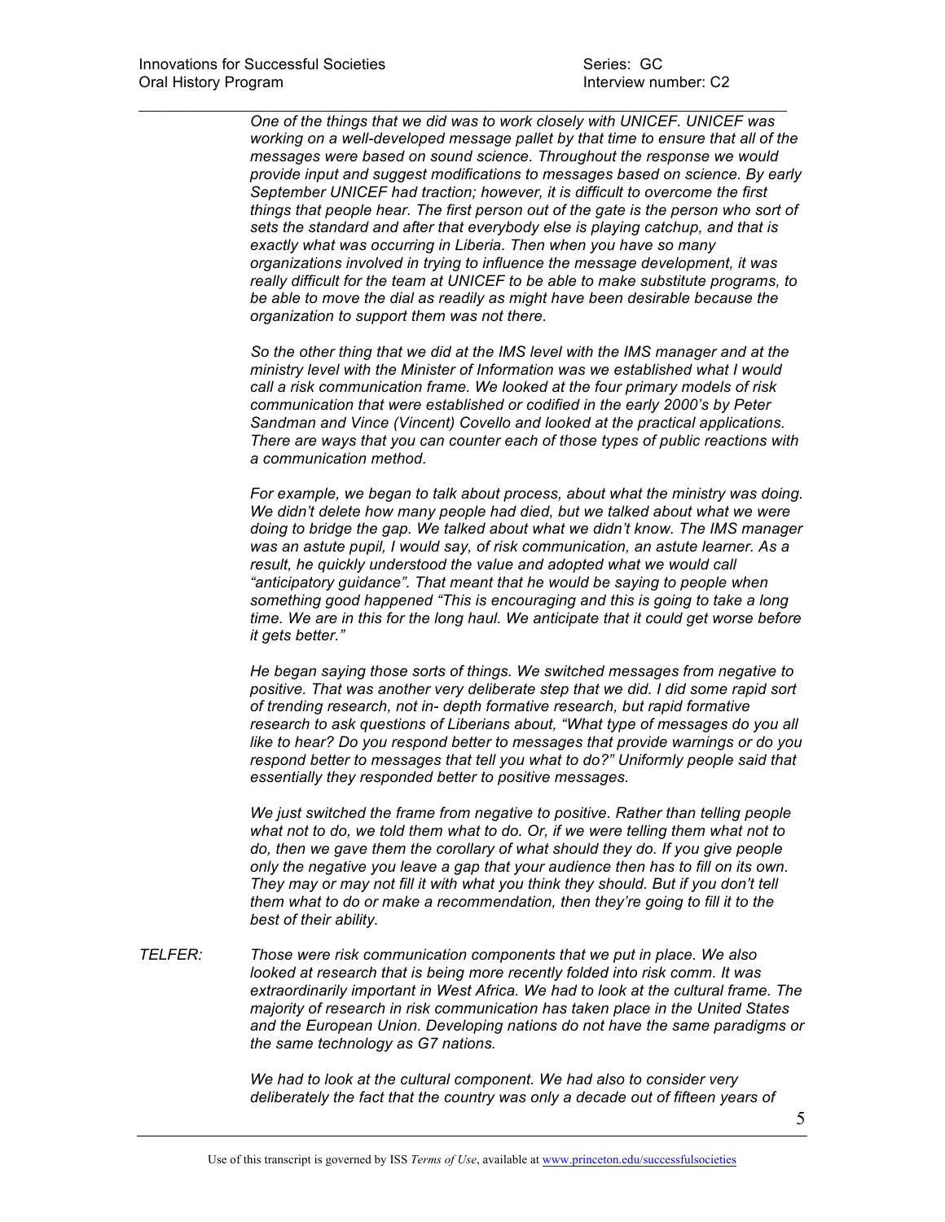*One of the things that we did was to work closely with UNICEF. UNICEF was working on a well-developed message pallet by that time to ensure that all of the messages were based on sound science. Throughout the response we would provide input and suggest modifications to messages based on science. By early September UNICEF had traction; however, it is difficult to overcome the first things that people hear. The first person out of the gate is the person who sort of sets the standard and after that everybody else is playing catchup, and that is exactly what was occurring in Liberia. Then when you have so many organizations involved in trying to influence the message development, it was really difficult for the team at UNICEF to be able to make substitute programs, to be able to move the dial as readily as might have been desirable because the organization to support them was not there.*

*So the other thing that we did at the IMS level with the IMS manager and at the ministry level with the Minister of Information was we established what I would call a risk communication frame. We looked at the four primary models of risk communication that were established or codified in the early 2000's by Peter Sandman and Vince (Vincent) Covello and looked at the practical applications. There are ways that you can counter each of those types of public reactions with a communication method.*

*For example, we began to talk about process, about what the ministry was doing. We didn't delete how many people had died, but we talked about what we were doing to bridge the gap. We talked about what we didn't know. The IMS manager was an astute pupil, I would say, of risk communication, an astute learner. As a result, he quickly understood the value and adopted what we would call "anticipatory guidance". That meant that he would be saying to people when something good happened "This is encouraging and this is going to take a long time. We are in this for the long haul. We anticipate that it could get worse before it gets better."*

*He began saying those sorts of things. We switched messages from negative to positive. That was another very deliberate step that we did. I did some rapid sort of trending research, not in- depth formative research, but rapid formative research to ask questions of Liberians about, "What type of messages do you all like to hear? Do you respond better to messages that provide warnings or do you respond better to messages that tell you what to do?" Uniformly people said that essentially they responded better to positive messages.*

*We just switched the frame from negative to positive. Rather than telling people what not to do, we told them what to do. Or, if we were telling them what not to do, then we gave them the corollary of what should they do. If you give people only the negative you leave a gap that your audience then has to fill on its own. They may or may not fill it with what you think they should. But if you don't tell them what to do or make a recommendation, then they're going to fill it to the best of their ability.*

*TELFER:* *Those were risk communication components that we put in place. We also looked at research that is being more recently folded into risk comm. It was extraordinarily important in West Africa. We had to look at the cultural frame. The majority of research in risk communication has taken place in the United States and the European Union. Developing nations do not have the same paradigms or the same technology as G7 nations.*

*We had to look at the cultural component. We had also to consider very deliberately the fact that the country was only a decade out of fifteen years of*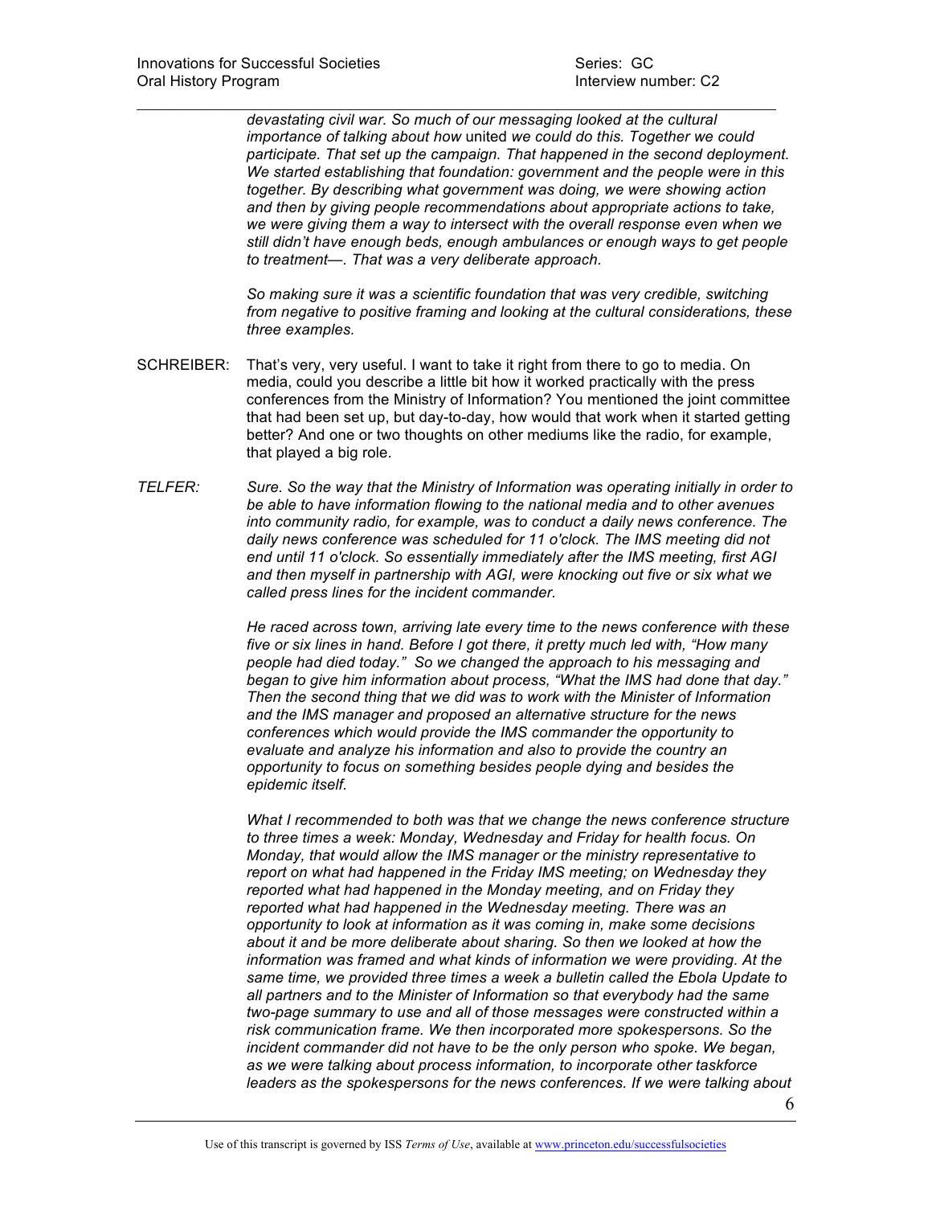*devastating civil war. So much of our messaging looked at the cultural importance of talking about how* united *we could do this. Together we could participate. That set up the campaign. That happened in the second deployment. We started establishing that foundation: government and the people were in this together. By describing what government was doing, we were showing action and then by giving people recommendations about appropriate actions to take, we were giving them a way to intersect with the overall response even when we still didn't have enough beds, enough ambulances or enough ways to get people to treatment—. That was a very deliberate approach.*

*So making sure it was a scientific foundation that was very credible, switching from negative to positive framing and looking at the cultural considerations, these three examples.*

SCHREIBER: That's very, very useful. I want to take it right from there to go to media. On media, could you describe a little bit how it worked practically with the press conferences from the Ministry of Information? You mentioned the joint committee that had been set up, but day-to-day, how would that work when it started getting better? And one or two thoughts on other mediums like the radio, for example, that played a big role.

*TELFER: Sure. So the way that the Ministry of Information was operating initially in order to be able to have information flowing to the national media and to other avenues into community radio, for example, was to conduct a daily news conference. The daily news conference was scheduled for 11 o'clock. The IMS meeting did not end until 11 o'clock. So essentially immediately after the IMS meeting, first AGI and then myself in partnership with AGI, were knocking out five or six what we called press lines for the incident commander.*

*He raced across town, arriving late every time to the news conference with these five or six lines in hand. Before I got there, it pretty much led with, "How many people had died today." So we changed the approach to his messaging and began to give him information about process, "What the IMS had done that day." Then the second thing that we did was to work with the Minister of Information and the IMS manager and proposed an alternative structure for the news conferences which would provide the IMS commander the opportunity to evaluate and analyze his information and also to provide the country an opportunity to focus on something besides people dying and besides the epidemic itself.*

*What I recommended to both was that we change the news conference structure to three times a week: Monday, Wednesday and Friday for health focus. On Monday, that would allow the IMS manager or the ministry representative to report on what had happened in the Friday IMS meeting; on Wednesday they reported what had happened in the Monday meeting, and on Friday they reported what had happened in the Wednesday meeting. There was an opportunity to look at information as it was coming in, make some decisions about it and be more deliberate about sharing. So then we looked at how the information was framed and what kinds of information we were providing. At the same time, we provided three times a week a bulletin called the Ebola Update to all partners and to the Minister of Information so that everybody had the same two-page summary to use and all of those messages were constructed within a risk communication frame. We then incorporated more spokespersons. So the incident commander did not have to be the only person who spoke. We began, as we were talking about process information, to incorporate other taskforce leaders as the spokespersons for the news conferences. If we were talking about*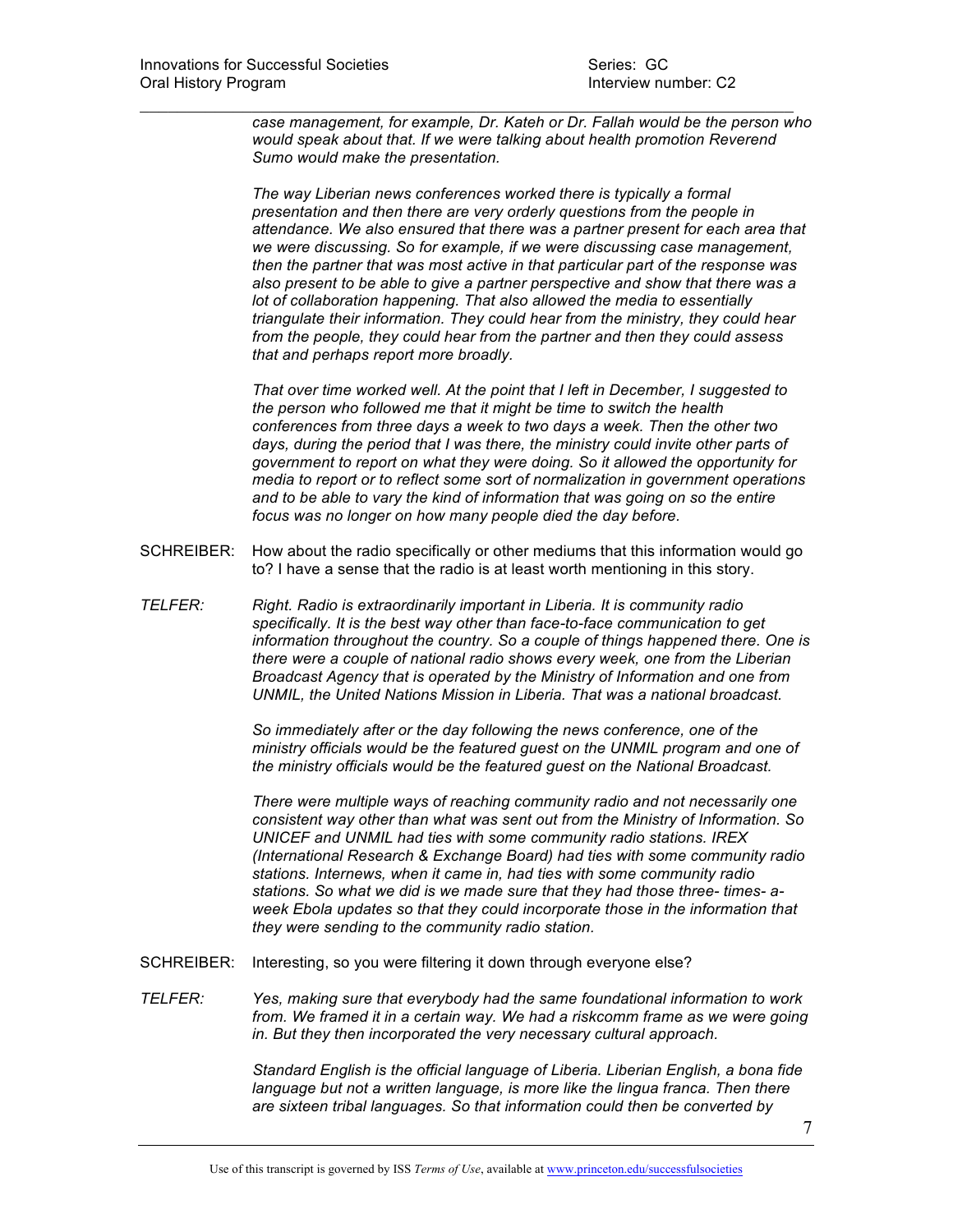*case management, for example, Dr. Kateh or Dr. Fallah would be the person who would speak about that. If we were talking about health promotion Reverend Sumo would make the presentation.*

*The way Liberian news conferences worked there is typically a formal presentation and then there are very orderly questions from the people in attendance. We also ensured that there was a partner present for each area that we were discussing. So for example, if we were discussing case management, then the partner that was most active in that particular part of the response was also present to be able to give a partner perspective and show that there was a lot of collaboration happening. That also allowed the media to essentially triangulate their information. They could hear from the ministry, they could hear from the people, they could hear from the partner and then they could assess that and perhaps report more broadly.*

*That over time worked well. At the point that I left in December, I suggested to the person who followed me that it might be time to switch the health conferences from three days a week to two days a week. Then the other two days, during the period that I was there, the ministry could invite other parts of government to report on what they were doing. So it allowed the opportunity for media to report or to reflect some sort of normalization in government operations and to be able to vary the kind of information that was going on so the entire focus was no longer on how many people died the day before.*

SCHREIBER: How about the radio specifically or other mediums that this information would go to? I have a sense that the radio is at least worth mentioning in this story.

*TELFER: Right. Radio is extraordinarily important in Liberia. It is community radio specifically. It is the best way other than face-to-face communication to get information throughout the country. So a couple of things happened there. One is there were a couple of national radio shows every week, one from the Liberian Broadcast Agency that is operated by the Ministry of Information and one from UNMIL, the United Nations Mission in Liberia. That was a national broadcast.*

*So immediately after or the day following the news conference, one of the ministry officials would be the featured guest on the UNMIL program and one of the ministry officials would be the featured guest on the National Broadcast.*

*There were multiple ways of reaching community radio and not necessarily one consistent way other than what was sent out from the Ministry of Information. So UNICEF and UNMIL had ties with some community radio stations. IREX (International Research & Exchange Board) had ties with some community radio stations. Internews, when it came in, had ties with some community radio stations. So what we did is we made sure that they had those three- times- a-week Ebola updates so that they could incorporate those in the information that they were sending to the community radio station.*

SCHREIBER: Interesting, so you were filtering it down through everyone else?

*TELFER: Yes, making sure that everybody had the same foundational information to work from. We framed it in a certain way. We had a riskcomm frame as we were going in. But they then incorporated the very necessary cultural approach.*

*Standard English is the official language of Liberia. Liberian English, a bona fide language but not a written language, is more like the lingua franca. Then there are sixteen tribal languages. So that information could then be converted by*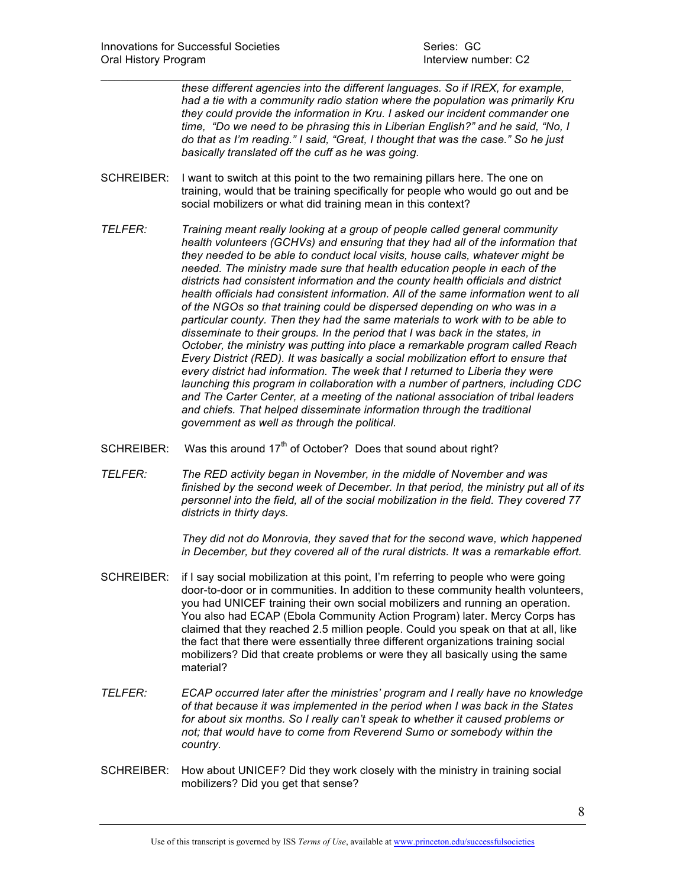*these different agencies into the different languages. So if IREX, for example, had a tie with a community radio station where the population was primarily Kru they could provide the information in Kru. I asked our incident commander one time, "Do we need to be phrasing this in Liberian English?" and he said, "No, I do that as I'm reading." I said, "Great, I thought that was the case." So he just basically translated off the cuff as he was going.*

SCHREIBER: I want to switch at this point to the two remaining pillars here. The one on training, would that be training specifically for people who would go out and be social mobilizers or what did training mean in this context?

*TELFER: Training meant really looking at a group of people called general community health volunteers (GCHVs) and ensuring that they had all of the information that they needed to be able to conduct local visits, house calls, whatever might be needed. The ministry made sure that health education people in each of the districts had consistent information and the county health officials and district health officials had consistent information. All of the same information went to all of the NGOs so that training could be dispersed depending on who was in a particular county. Then they had the same materials to work with to be able to disseminate to their groups. In the period that I was back in the states, in October, the ministry was putting into place a remarkable program called Reach Every District (RED). It was basically a social mobilization effort to ensure that every district had information. The week that I returned to Liberia they were launching this program in collaboration with a number of partners, including CDC and The Carter Center, at a meeting of the national association of tribal leaders and chiefs. That helped disseminate information through the traditional government as well as through the political.*

SCHREIBER: Was this around 17th of October? Does that sound about right?

*TELFER: The RED activity began in November, in the middle of November and was finished by the second week of December. In that period, the ministry put all of its personnel into the field, all of the social mobilization in the field. They covered 77 districts in thirty days.*

*They did not do Monrovia, they saved that for the second wave, which happened in December, but they covered all of the rural districts. It was a remarkable effort.*

SCHREIBER: if I say social mobilization at this point, I'm referring to people who were going door-to-door or in communities. In addition to these community health volunteers, you had UNICEF training their own social mobilizers and running an operation. You also had ECAP (Ebola Community Action Program) later. Mercy Corps has claimed that they reached 2.5 million people. Could you speak on that at all, like the fact that there were essentially three different organizations training social mobilizers? Did that create problems or were they all basically using the same material?

*TELFER: ECAP occurred later after the ministries' program and I really have no knowledge of that because it was implemented in the period when I was back in the States for about six months. So I really can't speak to whether it caused problems or not; that would have to come from Reverend Sumo or somebody within the country.*

SCHREIBER: How about UNICEF? Did they work closely with the ministry in training social mobilizers? Did you get that sense?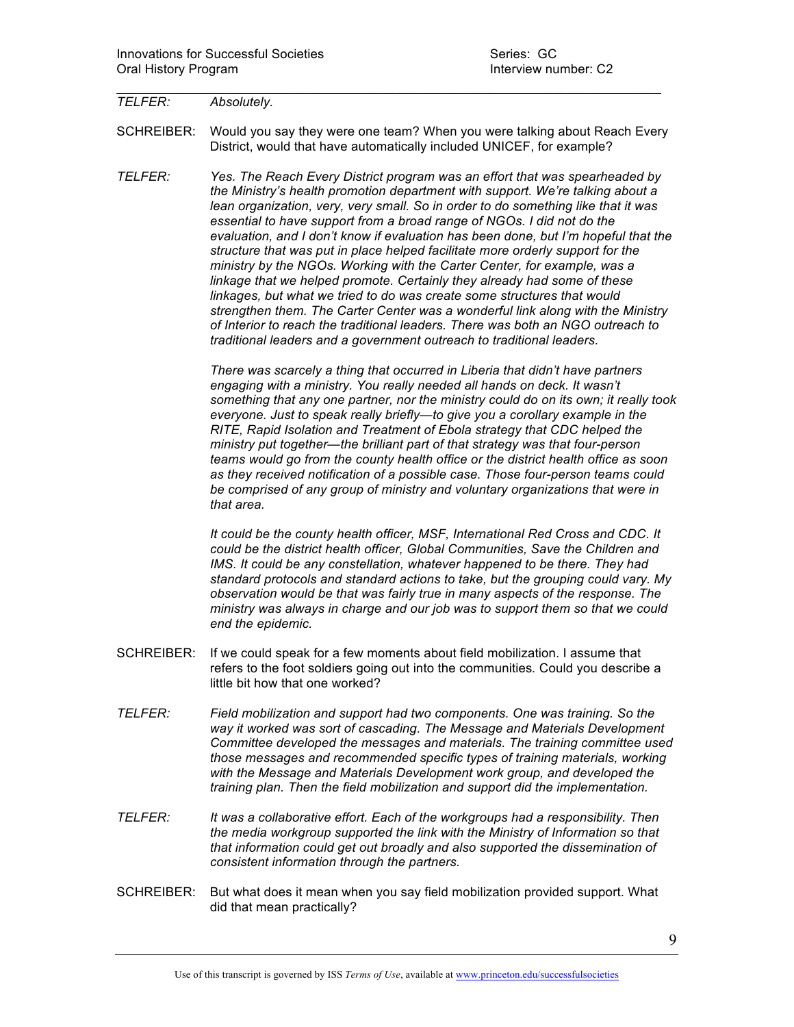*TELFER:* *Absolutely.*

SCHREIBER: Would you say they were one team? When you were talking about Reach Every District, would that have automatically included UNICEF, for example?

*TELFER:* *Yes. The Reach Every District program was an effort that was spearheaded by the Ministry's health promotion department with support. We're talking about a lean organization, very, very small. So in order to do something like that it was essential to have support from a broad range of NGOs. I did not do the evaluation, and I don't know if evaluation has been done, but I'm hopeful that the structure that was put in place helped facilitate more orderly support for the ministry by the NGOs. Working with the Carter Center, for example, was a linkage that we helped promote. Certainly they already had some of these linkages, but what we tried to do was create some structures that would strengthen them. The Carter Center was a wonderful link along with the Ministry of Interior to reach the traditional leaders. There was both an NGO outreach to traditional leaders and a government outreach to traditional leaders.*

*There was scarcely a thing that occurred in Liberia that didn't have partners engaging with a ministry. You really needed all hands on deck. It wasn't something that any one partner, nor the ministry could do on its own; it really took everyone. Just to speak really briefly—to give you a corollary example in the RITE, Rapid Isolation and Treatment of Ebola strategy that CDC helped the ministry put together—the brilliant part of that strategy was that four-person teams would go from the county health office or the district health office as soon as they received notification of a possible case. Those four-person teams could be comprised of any group of ministry and voluntary organizations that were in that area.*

*It could be the county health officer, MSF, International Red Cross and CDC. It could be the district health officer, Global Communities, Save the Children and IMS. It could be any constellation, whatever happened to be there. They had standard protocols and standard actions to take, but the grouping could vary. My observation would be that was fairly true in many aspects of the response. The ministry was always in charge and our job was to support them so that we could end the epidemic.*

SCHREIBER: If we could speak for a few moments about field mobilization. I assume that refers to the foot soldiers going out into the communities. Could you describe a little bit how that one worked?

*TELFER:* *Field mobilization and support had two components. One was training. So the way it worked was sort of cascading. The Message and Materials Development Committee developed the messages and materials. The training committee used those messages and recommended specific types of training materials, working with the Message and Materials Development work group, and developed the training plan. Then the field mobilization and support did the implementation.*

*TELFER:* *It was a collaborative effort. Each of the workgroups had a responsibility. Then the media workgroup supported the link with the Ministry of Information so that that information could get out broadly and also supported the dissemination of consistent information through the partners.*

SCHREIBER: But what does it mean when you say field mobilization provided support. What did that mean practically?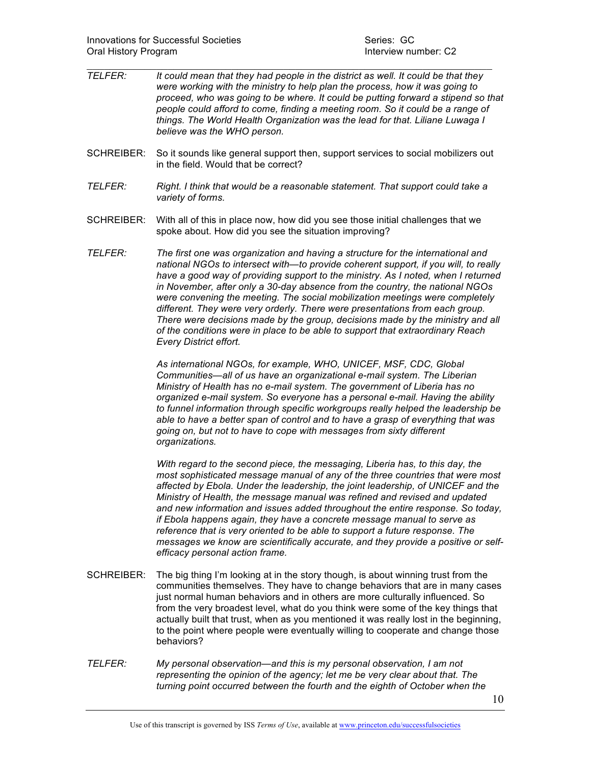*TELFER:* *It could mean that they had people in the district as well. It could be that they were working with the ministry to help plan the process, how it was going to proceed, who was going to be where. It could be putting forward a stipend so that people could afford to come, finding a meeting room. So it could be a range of things. The World Health Organization was the lead for that. Liliane Luwaga I believe was the WHO person.*

SCHREIBER: So it sounds like general support then, support services to social mobilizers out in the field. Would that be correct?

*TELFER:* *Right. I think that would be a reasonable statement. That support could take a variety of forms.*

SCHREIBER: With all of this in place now, how did you see those initial challenges that we spoke about. How did you see the situation improving?

*TELFER:* *The first one was organization and having a structure for the international and national NGOs to intersect with—to provide coherent support, if you will, to really have a good way of providing support to the ministry. As I noted, when I returned in November, after only a 30-day absence from the country, the national NGOs were convening the meeting. The social mobilization meetings were completely different. They were very orderly. There were presentations from each group. There were decisions made by the group, decisions made by the ministry and all of the conditions were in place to be able to support that extraordinary Reach Every District effort.*

*As international NGOs, for example, WHO, UNICEF, MSF, CDC, Global Communities—all of us have an organizational e-mail system. The Liberian Ministry of Health has no e-mail system. The government of Liberia has no organized e-mail system. So everyone has a personal e-mail. Having the ability to funnel information through specific workgroups really helped the leadership be able to have a better span of control and to have a grasp of everything that was going on, but not to have to cope with messages from sixty different organizations.*

*With regard to the second piece, the messaging, Liberia has, to this day, the most sophisticated message manual of any of the three countries that were most affected by Ebola. Under the leadership, the joint leadership, of UNICEF and the Ministry of Health, the message manual was refined and revised and updated and new information and issues added throughout the entire response. So today, if Ebola happens again, they have a concrete message manual to serve as reference that is very oriented to be able to support a future response. The messages we know are scientifically accurate, and they provide a positive or self-efficacy personal action frame.*

SCHREIBER: The big thing I'm looking at in the story though, is about winning trust from the communities themselves. They have to change behaviors that are in many cases just normal human behaviors and in others are more culturally influenced. So from the very broadest level, what do you think were some of the key things that actually built that trust, when as you mentioned it was really lost in the beginning, to the point where people were eventually willing to cooperate and change those behaviors?

*TELFER:* *My personal observation—and this is my personal observation, I am not representing the opinion of the agency; let me be very clear about that. The turning point occurred between the fourth and the eighth of October when the*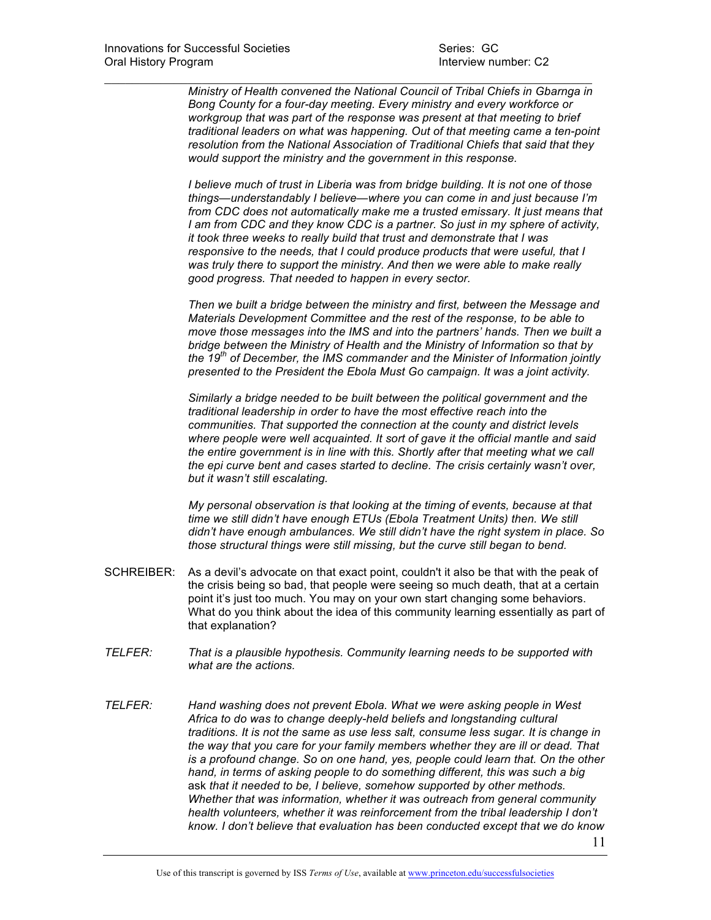*Ministry of Health convened the National Council of Tribal Chiefs in Gbarnga in Bong County for a four-day meeting. Every ministry and every workforce or workgroup that was part of the response was present at that meeting to brief traditional leaders on what was happening. Out of that meeting came a ten-point resolution from the National Association of Traditional Chiefs that said that they would support the ministry and the government in this response.*

*I believe much of trust in Liberia was from bridge building. It is not one of those things—understandably I believe—where you can come in and just because I'm from CDC does not automatically make me a trusted emissary. It just means that I am from CDC and they know CDC is a partner. So just in my sphere of activity, it took three weeks to really build that trust and demonstrate that I was responsive to the needs, that I could produce products that were useful, that I was truly there to support the ministry. And then we were able to make really good progress. That needed to happen in every sector.*

*Then we built a bridge between the ministry and first, between the Message and Materials Development Committee and the rest of the response, to be able to move those messages into the IMS and into the partners' hands. Then we built a bridge between the Ministry of Health and the Ministry of Information so that by the 19th of December, the IMS commander and the Minister of Information jointly presented to the President the Ebola Must Go campaign. It was a joint activity.*

*Similarly a bridge needed to be built between the political government and the traditional leadership in order to have the most effective reach into the communities. That supported the connection at the county and district levels where people were well acquainted. It sort of gave it the official mantle and said the entire government is in line with this. Shortly after that meeting what we call the epi curve bent and cases started to decline. The crisis certainly wasn't over, but it wasn't still escalating.*

*My personal observation is that looking at the timing of events, because at that time we still didn't have enough ETUs (Ebola Treatment Units) then. We still didn't have enough ambulances. We still didn't have the right system in place. So those structural things were still missing, but the curve still began to bend.*

SCHREIBER: As a devil's advocate on that exact point, couldn't it also be that with the peak of the crisis being so bad, that people were seeing so much death, that at a certain point it's just too much. You may on your own start changing some behaviors. What do you think about the idea of this community learning essentially as part of that explanation?

*TELFER: That is a plausible hypothesis. Community learning needs to be supported with what are the actions.*

*TELFER: Hand washing does not prevent Ebola. What we were asking people in West Africa to do was to change deeply-held beliefs and longstanding cultural traditions. It is not the same as use less salt, consume less sugar. It is change in the way that you care for your family members whether they are ill or dead. That is a profound change. So on one hand, yes, people could learn that. On the other hand, in terms of asking people to do something different, this was such a big* ask *that it needed to be, I believe, somehow supported by other methods. Whether that was information, whether it was outreach from general community health volunteers, whether it was reinforcement from the tribal leadership I don't know. I don't believe that evaluation has been conducted except that we do know*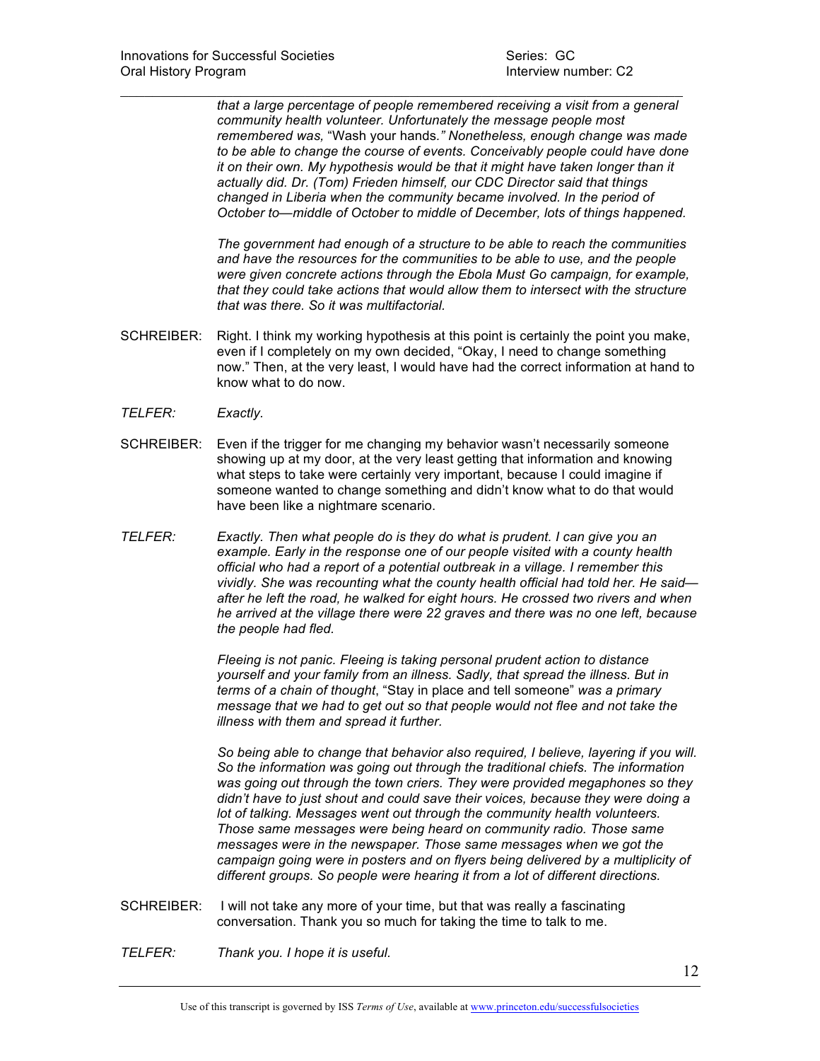*that a large percentage of people remembered receiving a visit from a general community health volunteer. Unfortunately the message people most remembered was,* "Wash your hands.*" Nonetheless, enough change was made to be able to change the course of events. Conceivably people could have done it on their own. My hypothesis would be that it might have taken longer than it actually did. Dr. (Tom) Frieden himself, our CDC Director said that things changed in Liberia when the community became involved. In the period of October to—middle of October to middle of December, lots of things happened.*

*The government had enough of a structure to be able to reach the communities and have the resources for the communities to be able to use, and the people were given concrete actions through the Ebola Must Go campaign, for example, that they could take actions that would allow them to intersect with the structure that was there. So it was multifactorial.*

SCHREIBER: Right. I think my working hypothesis at this point is certainly the point you make, even if I completely on my own decided, "Okay, I need to change something now." Then, at the very least, I would have had the correct information at hand to know what to do now.

*TELFER: Exactly.*

SCHREIBER: Even if the trigger for me changing my behavior wasn't necessarily someone showing up at my door, at the very least getting that information and knowing what steps to take were certainly very important, because I could imagine if someone wanted to change something and didn't know what to do that would have been like a nightmare scenario.

*TELFER: Exactly. Then what people do is they do what is prudent. I can give you an example. Early in the response one of our people visited with a county health official who had a report of a potential outbreak in a village. I remember this vividly. She was recounting what the county health official had told her. He said—after he left the road, he walked for eight hours. He crossed two rivers and when he arrived at the village there were 22 graves and there was no one left, because the people had fled.*

*Fleeing is not panic. Fleeing is taking personal prudent action to distance yourself and your family from an illness. Sadly, that spread the illness. But in terms of a chain of thought*, "Stay in place and tell someone" *was a primary message that we had to get out so that people would not flee and not take the illness with them and spread it further.*

*So being able to change that behavior also required, I believe, layering if you will. So the information was going out through the traditional chiefs. The information was going out through the town criers. They were provided megaphones so they didn't have to just shout and could save their voices, because they were doing a lot of talking. Messages went out through the community health volunteers. Those same messages were being heard on community radio. Those same messages were in the newspaper. Those same messages when we got the campaign going were in posters and on flyers being delivered by a multiplicity of different groups. So people were hearing it from a lot of different directions.*

SCHREIBER: I will not take any more of your time, but that was really a fascinating conversation. Thank you so much for taking the time to talk to me.

*TELFER: Thank you. I hope it is useful.*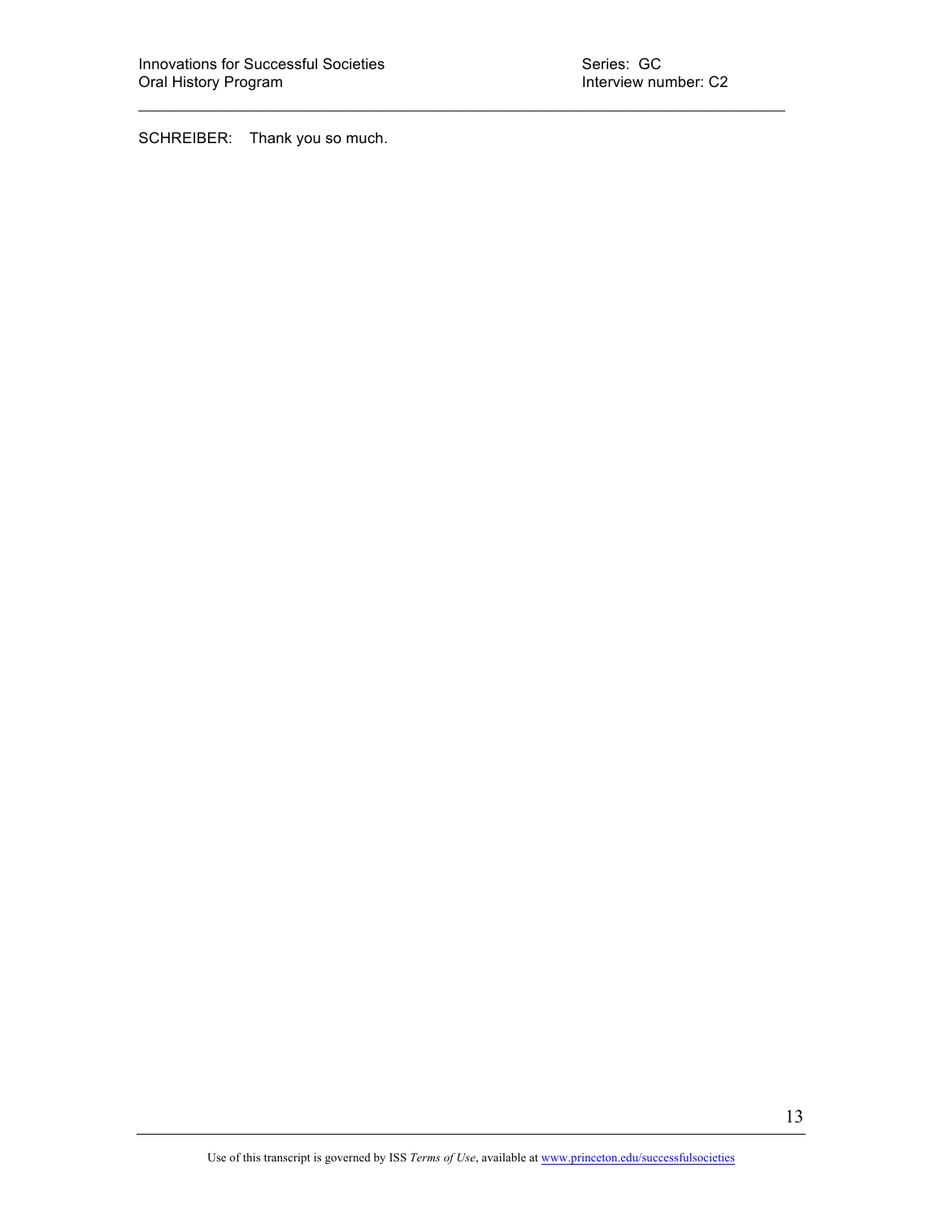SCHREIBER: Thank you so much.